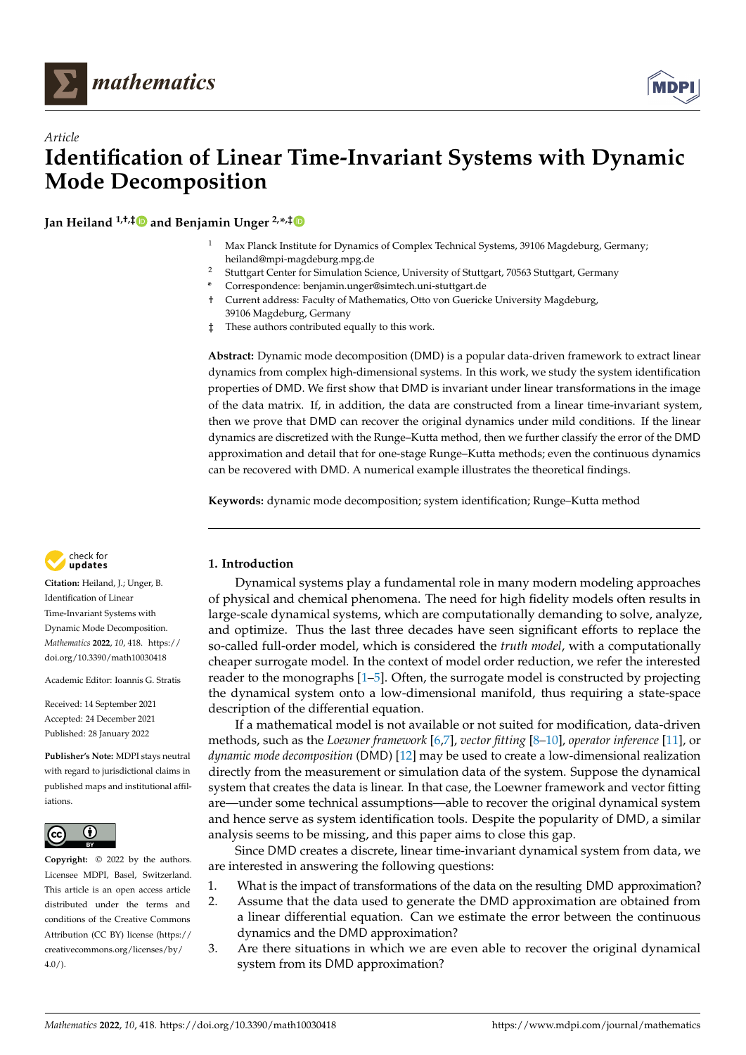*Article*

# Identification of Linear Time-Invariant Systems with Dynamic Mode Decomposition

**Jan Heiland [1,†,‡] and Benjamin Unger [2,*,‡]**

[1] Max Planck Institute for Dynamics of Complex Technical Systems, 39106 Magdeburg, Germany; heiland@mpi-magdeburg.mpg.de

[2] Stuttgart Center for Simulation Science, University of Stuttgart, 70563 Stuttgart, Germany

[*] Correspondence: benjamin.unger@simtech.uni-stuttgart.de

[†] Current address: Faculty of Mathematics, Otto von Guericke University Magdeburg, 39106 Magdeburg, Germany

[‡] These authors contributed equally to this work.

**Abstract:** Dynamic mode decomposition (DMD) is a popular data-driven framework to extract linear dynamics from complex high-dimensional systems. In this work, we study the system identification properties of DMD. We first show that DMD is invariant under linear transformations in the image of the data matrix. If, in addition, the data are constructed from a linear time-invariant system, then we prove that DMD can recover the original dynamics under mild conditions. If the linear dynamics are discretized with the Runge–Kutta method, then we further classify the error of the DMD approximation and detail that for one-stage Runge–Kutta methods; even the continuous dynamics can be recovered with DMD. A numerical example illustrates the theoretical findings.

**Keywords:** dynamic mode decomposition; system identification; Runge–Kutta method

**Citation:** Heiland, J.; Unger, B. Identification of Linear Time-Invariant Systems with Dynamic Mode Decomposition. *Mathematics* **2022**, *10*, 418. https://doi.org/10.3390/math10030418

Academic Editor: Ioannis G. Stratis

Received: 14 September 2021
Accepted: 24 December 2021
Published: 28 January 2022

**Publisher's Note:** MDPI stays neutral with regard to jurisdictional claims in published maps and institutional affiliations.

**Copyright:** © 2022 by the authors. Licensee MDPI, Basel, Switzerland. This article is an open access article distributed under the terms and conditions of the Creative Commons Attribution (CC BY) license (https://creativecommons.org/licenses/by/4.0/).

## 1. Introduction

Dynamical systems play a fundamental role in many modern modeling approaches of physical and chemical phenomena. The need for high fidelity models often results in large-scale dynamical systems, which are computationally demanding to solve, analyze, and optimize. Thus the last three decades have seen significant efforts to replace the so-called full-order model, which is considered the *truth model*, with a computationally cheaper surrogate model. In the context of model order reduction, we refer the interested reader to the monographs [1–5]. Often, the surrogate model is constructed by projecting the dynamical system onto a low-dimensional manifold, thus requiring a state-space description of the differential equation.

If a mathematical model is not available or not suited for modification, data-driven methods, such as the *Loewner framework* [6,7], *vector fitting* [8–10], *operator inference* [11], or *dynamic mode decomposition* (DMD) [12] may be used to create a low-dimensional realization directly from the measurement or simulation data of the system. Suppose the dynamical system that creates the data is linear. In that case, the Loewner framework and vector fitting are—under some technical assumptions—able to recover the original dynamical system and hence serve as system identification tools. Despite the popularity of DMD, a similar analysis seems to be missing, and this paper aims to close this gap.

Since DMD creates a discrete, linear time-invariant dynamical system from data, we are interested in answering the following questions:

1. What is the impact of transformations of the data on the resulting DMD approximation?
2. Assume that the data used to generate the DMD approximation are obtained from a linear differential equation. Can we estimate the error between the continuous dynamics and the DMD approximation?
3. Are there situations in which we are even able to recover the original dynamical system from its DMD approximation?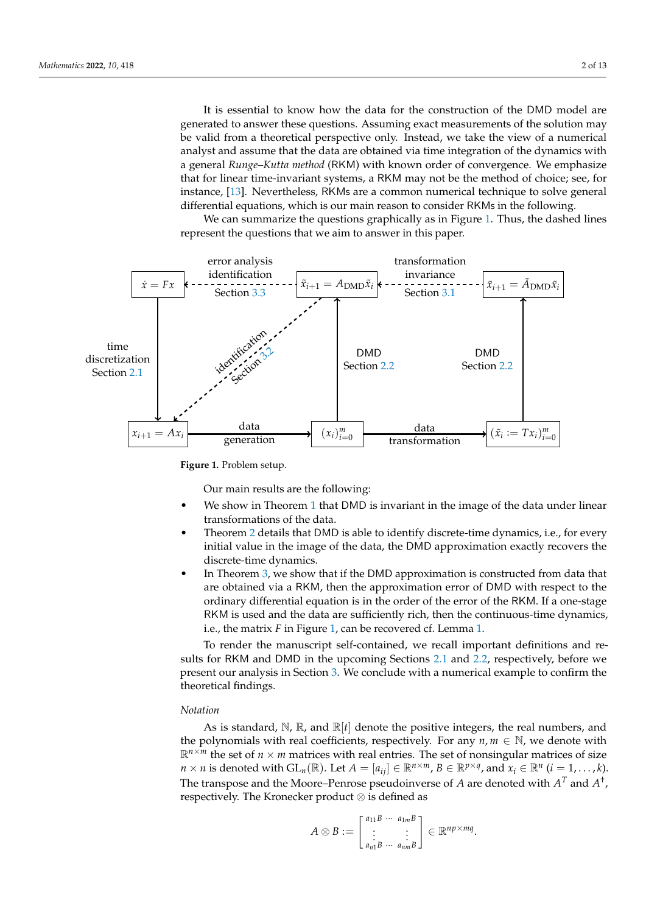It is essential to know how the data for the construction of the DMD model are generated to answer these questions. Assuming exact measurements of the solution may be valid from a theoretical perspective only. Instead, we take the view of a numerical analyst and assume that the data are obtained via time integration of the dynamics with a general *Runge–Kutta method* (RKM) with known order of convergence. We emphasize that for linear time-invariant systems, a RKM may not be the method of choice; see, for instance, [13]. Nevertheless, RKMs are a common numerical technique to solve general differential equations, which is our main reason to consider RKMs in the following.

We can summarize the questions graphically as in Figure 1. Thus, the dashed lines represent the questions that we aim to answer in this paper.

**Figure 1.** Problem setup.

Our main results are the following:

- We show in Theorem 1 that DMD is invariant in the image of the data under linear transformations of the data.
- Theorem 2 details that DMD is able to identify discrete-time dynamics, i.e., for every initial value in the image of the data, the DMD approximation exactly recovers the discrete-time dynamics.
- In Theorem 3, we show that if the DMD approximation is constructed from data that are obtained via a RKM, then the approximation error of DMD with respect to the ordinary differential equation is in the order of the error of the RKM. If a one-stage RKM is used and the data are sufficiently rich, then the continuous-time dynamics, i.e., the matrix $F$ in Figure 1, can be recovered cf. Lemma 1.

To render the manuscript self-contained, we recall important definitions and results for RKM and DMD in the upcoming Sections 2.1 and 2.2, respectively, before we present our analysis in Section 3. We conclude with a numerical example to confirm the theoretical findings.

*Notation*

As is standard, $\mathbb{N}$, $\mathbb{R}$, and $\mathbb{R}[t]$ denote the positive integers, the real numbers, and the polynomials with real coefficients, respectively. For any $n, m \in \mathbb{N}$, we denote with $\mathbb{R}^{n \times m}$ the set of $n \times m$ matrices with real entries. The set of nonsingular matrices of size $n \times n$ is denoted with $\mathrm{GL}_n(\mathbb{R})$. Let $A = [a_{ij}] \in \mathbb{R}^{n \times m}$, $B \in \mathbb{R}^{p \times q}$, and $x_i \in \mathbb{R}^n$ $(i = 1, \ldots, k)$. The transpose and the Moore–Penrose pseudoinverse of $A$ are denoted with $A^T$ and $A^\dagger$, respectively. The Kronecker product $\otimes$ is defined as

$$A \otimes B := \begin{bmatrix} a_{11}B & \cdots & a_{1m}B \\ \vdots & & \vdots \\ a_{n1}B & \cdots & a_{nm}B \end{bmatrix} \in \mathbb{R}^{np \times mq}.$$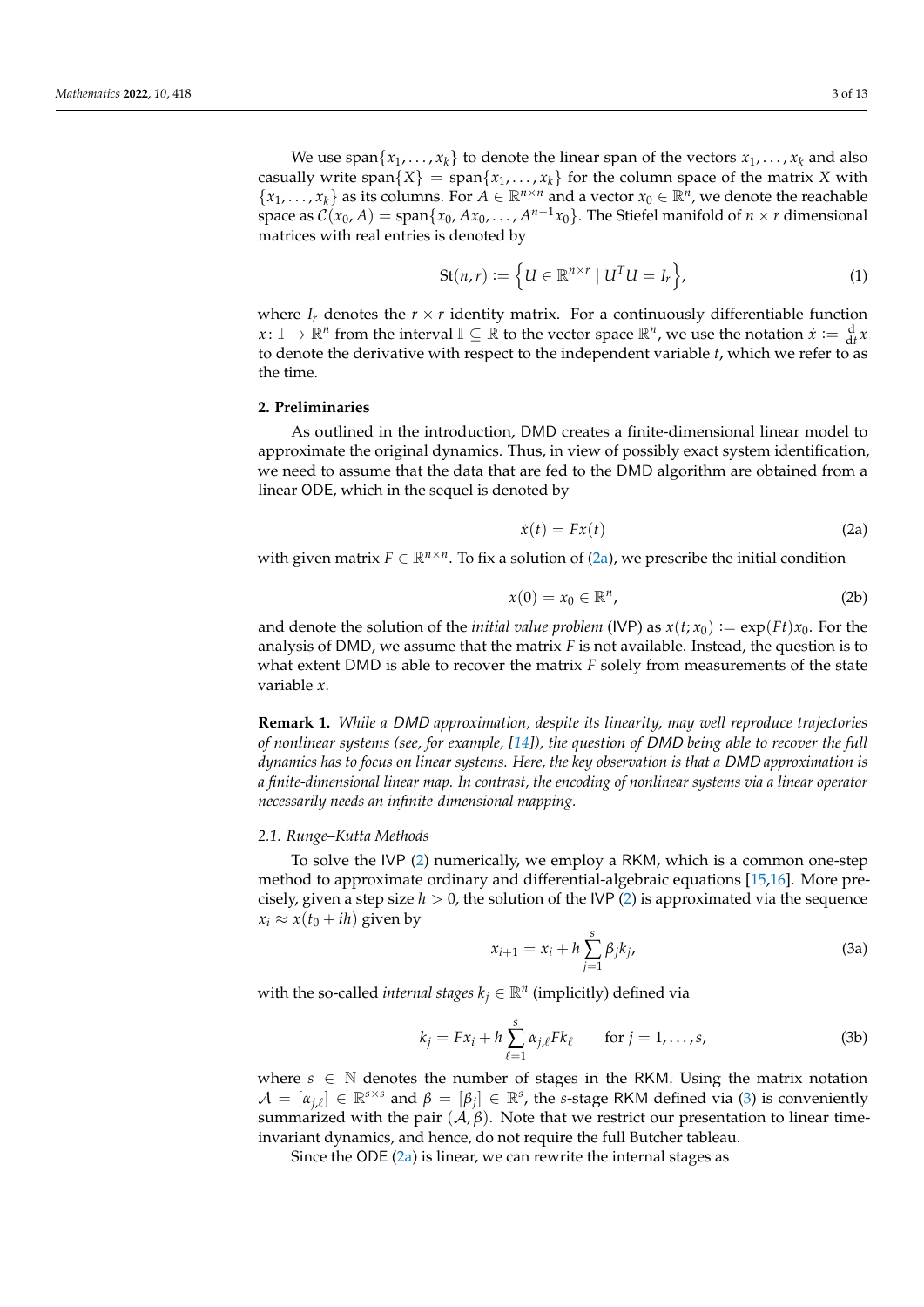We use $\operatorname{span}\{x_1, \ldots, x_k\}$ to denote the linear span of the vectors $x_1, \ldots, x_k$ and also casually write $\operatorname{span}\{X\} = \operatorname{span}\{x_1, \ldots, x_k\}$ for the column space of the matrix $X$ with $\{x_1, \ldots, x_k\}$ as its columns. For $A \in \mathbb{R}^{n \times n}$ and a vector $x_0 \in \mathbb{R}^n$, we denote the reachable space as $\mathcal{C}(x_0, A) = \operatorname{span}\{x_0, Ax_0, \ldots, A^{n-1}x_0\}$. The Stiefel manifold of $n \times r$ dimensional matrices with real entries is denoted by

$$\operatorname{St}(n,r) := \left\{ U \in \mathbb{R}^{n \times r} \mid U^T U = I_r \right\}, \tag{1}$$

where $I_r$ denotes the $r \times r$ identity matrix. For a continuously differentiable function $x \colon \mathbb{I} \to \mathbb{R}^n$ from the interval $\mathbb{I} \subseteq \mathbb{R}$ to the vector space $\mathbb{R}^n$, we use the notation $\dot{x} := \frac{\mathrm{d}}{\mathrm{d}t}x$ to denote the derivative with respect to the independent variable $t$, which we refer to as the time.

## 2. Preliminaries

As outlined in the introduction, DMD creates a finite-dimensional linear model to approximate the original dynamics. Thus, in view of possibly exact system identification, we need to assume that the data that are fed to the DMD algorithm are obtained from a linear ODE, which in the sequel is denoted by

$$\dot{x}(t) = Fx(t) \tag{2a}$$

with given matrix $F \in \mathbb{R}^{n \times n}$. To fix a solution of (2a), we prescribe the initial condition

$$x(0) = x_0 \in \mathbb{R}^n, \tag{2b}$$

and denote the solution of the *initial value problem* (IVP) as $x(t; x_0) := \exp(Ft)x_0$. For the analysis of DMD, we assume that the matrix $F$ is not available. Instead, the question is to what extent DMD is able to recover the matrix $F$ solely from measurements of the state variable $x$.

**Remark 1.** *While a DMD approximation, despite its linearity, may well reproduce trajectories of nonlinear systems (see, for example, [14]), the question of DMD being able to recover the full dynamics has to focus on linear systems. Here, the key observation is that a DMD approximation is a finite-dimensional linear map. In contrast, the encoding of nonlinear systems via a linear operator necessarily needs an infinite-dimensional mapping.*

### 2.1. Runge–Kutta Methods

To solve the IVP (2) numerically, we employ a RKM, which is a common one-step method to approximate ordinary and differential-algebraic equations [15,16]. More precisely, given a step size $h > 0$, the solution of the IVP (2) is approximated via the sequence $x_i \approx x(t_0 + ih)$ given by

$$x_{i+1} = x_i + h \sum_{j=1}^{s} \beta_j k_j, \tag{3a}$$

with the so-called *internal stages* $k_j \in \mathbb{R}^n$ (implicitly) defined via

$$k_j = Fx_i + h \sum_{\ell=1}^{s} \alpha_{j,\ell} F k_\ell \qquad \text{for } j = 1, \ldots, s, \tag{3b}$$

where $s \in \mathbb{N}$ denotes the number of stages in the RKM. Using the matrix notation $\mathcal{A} = [\alpha_{j,\ell}] \in \mathbb{R}^{s \times s}$ and $\beta = [\beta_j] \in \mathbb{R}^s$, the $s$-stage RKM defined via (3) is conveniently summarized with the pair $(\mathcal{A}, \beta)$. Note that we restrict our presentation to linear time-invariant dynamics, and hence, do not require the full Butcher tableau.

Since the ODE (2a) is linear, we can rewrite the internal stages as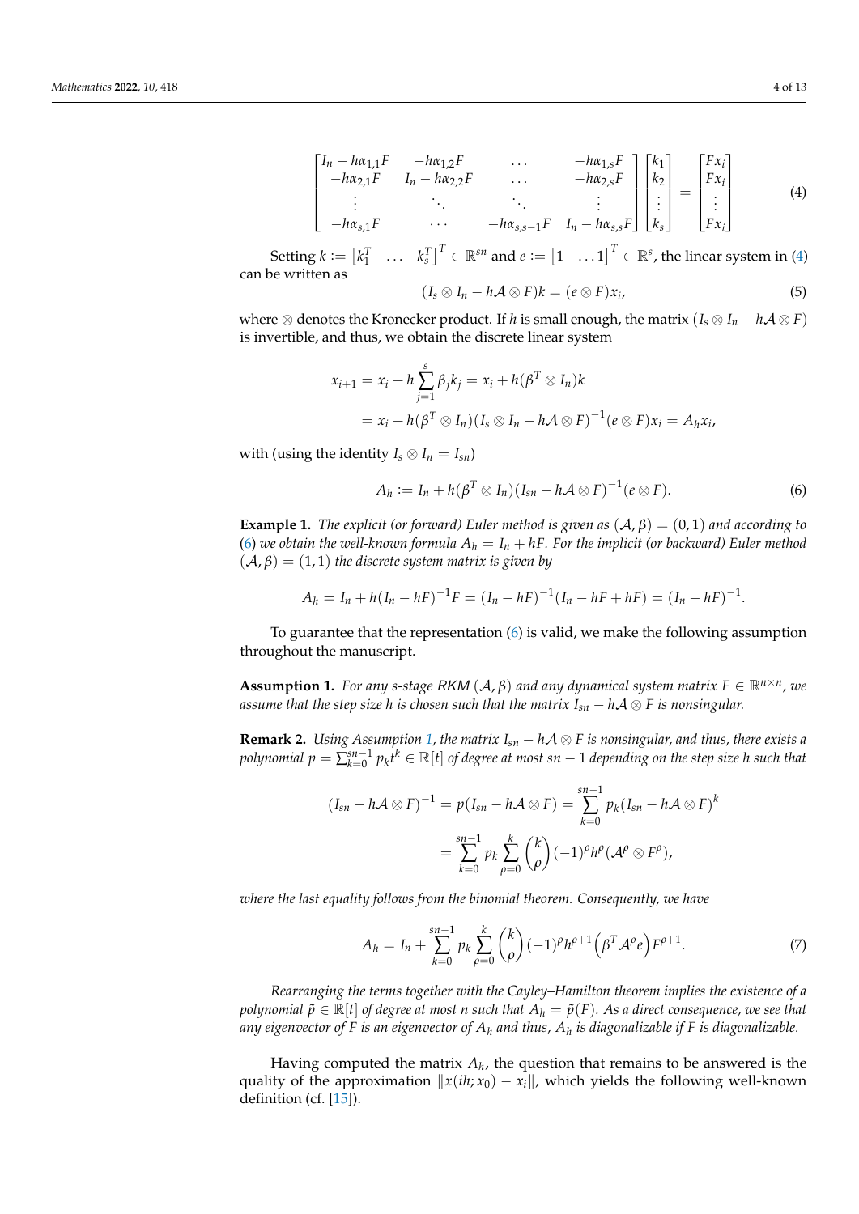$$
\begin{bmatrix}
I_n - h\alpha_{1,1}F & -h\alpha_{1,2}F & \dots & -h\alpha_{1,s}F \\
-h\alpha_{2,1}F & I_n - h\alpha_{2,2}F & \dots & -h\alpha_{2,s}F \\
\vdots & \ddots & \ddots & \vdots \\
-h\alpha_{s,1}F & \cdots & -h\alpha_{s,s-1}F & I_n - h\alpha_{s,s}F
\end{bmatrix}
\begin{bmatrix} k_1 \\ k_2 \\ \vdots \\ k_s \end{bmatrix}
=
\begin{bmatrix} Fx_i \\ Fx_i \\ \vdots \\ Fx_i \end{bmatrix}
\tag{4}
$$

Setting $k := \begin{bmatrix} k_1^T & \dots & k_s^T \end{bmatrix}^T \in \mathbb{R}^{sn}$ and $e := \begin{bmatrix} 1 & \dots 1 \end{bmatrix}^T \in \mathbb{R}^s$, the linear system in (4) can be written as

$$
(I_s \otimes I_n - h\mathcal{A} \otimes F)k = (e \otimes F)x_i, \tag{5}
$$

where $\otimes$ denotes the Kronecker product. If $h$ is small enough, the matrix $(I_s \otimes I_n - h\mathcal{A} \otimes F)$ is invertible, and thus, we obtain the discrete linear system

$$
\begin{aligned}
x_{i+1} &= x_i + h\sum_{j=1}^{s} \beta_j k_j = x_i + h(\beta^T \otimes I_n)k \\
&= x_i + h(\beta^T \otimes I_n)(I_s \otimes I_n - h\mathcal{A} \otimes F)^{-1}(e \otimes F)x_i = A_h x_i,
\end{aligned}
$$

with (using the identity $I_s \otimes I_n = I_{sn}$)

$$
A_h := I_n + h(\beta^T \otimes I_n)(I_{sn} - h\mathcal{A} \otimes F)^{-1}(e \otimes F). \tag{6}
$$

**Example 1.** *The explicit (or forward) Euler method is given as $(\mathcal{A}, \beta) = (0, 1)$ and according to (6) we obtain the well-known formula $A_h = I_n + hF$. For the implicit (or backward) Euler method $(\mathcal{A}, \beta) = (1, 1)$ the discrete system matrix is given by*

$$
A_h = I_n + h(I_n - hF)^{-1}F = (I_n - hF)^{-1}(I_n - hF + hF) = (I_n - hF)^{-1}.
$$

To guarantee that the representation (6) is valid, we make the following assumption throughout the manuscript.

**Assumption 1.** *For any s-stage RKM $(\mathcal{A}, \beta)$ and any dynamical system matrix $F \in \mathbb{R}^{n \times n}$, we assume that the step size h is chosen such that the matrix $I_{sn} - h\mathcal{A} \otimes F$ is nonsingular.*

**Remark 2.** *Using Assumption 1, the matrix $I_{sn} - h\mathcal{A} \otimes F$ is nonsingular, and thus, there exists a polynomial $p = \sum_{k=0}^{sn-1} p_k t^k \in \mathbb{R}[t]$ of degree at most $sn - 1$ depending on the step size h such that*

$$
\begin{aligned}
(I_{sn} - h\mathcal{A} \otimes F)^{-1} = p(I_{sn} - h\mathcal{A} \otimes F) &= \sum_{k=0}^{sn-1} p_k (I_{sn} - h\mathcal{A} \otimes F)^k \\
&= \sum_{k=0}^{sn-1} p_k \sum_{\rho=0}^{k} \binom{k}{\rho} (-1)^\rho h^\rho (\mathcal{A}^\rho \otimes F^\rho),
\end{aligned}
$$

*where the last equality follows from the binomial theorem. Consequently, we have*

$$
A_h = I_n + \sum_{k=0}^{sn-1} p_k \sum_{\rho=0}^{k} \binom{k}{\rho} (-1)^\rho h^{\rho+1} \left(\beta^T \mathcal{A}^\rho e\right) F^{\rho+1}. \tag{7}
$$

*Rearranging the terms together with the Cayley–Hamilton theorem implies the existence of a polynomial $\tilde{p} \in \mathbb{R}[t]$ of degree at most n such that $A_h = \tilde{p}(F)$. As a direct consequence, we see that any eigenvector of F is an eigenvector of $A_h$ and thus, $A_h$ is diagonalizable if F is diagonalizable.*

Having computed the matrix $A_h$, the question that remains to be answered is the quality of the approximation $\|x(ih; x_0) - x_i\|$, which yields the following well-known definition (cf. [15]).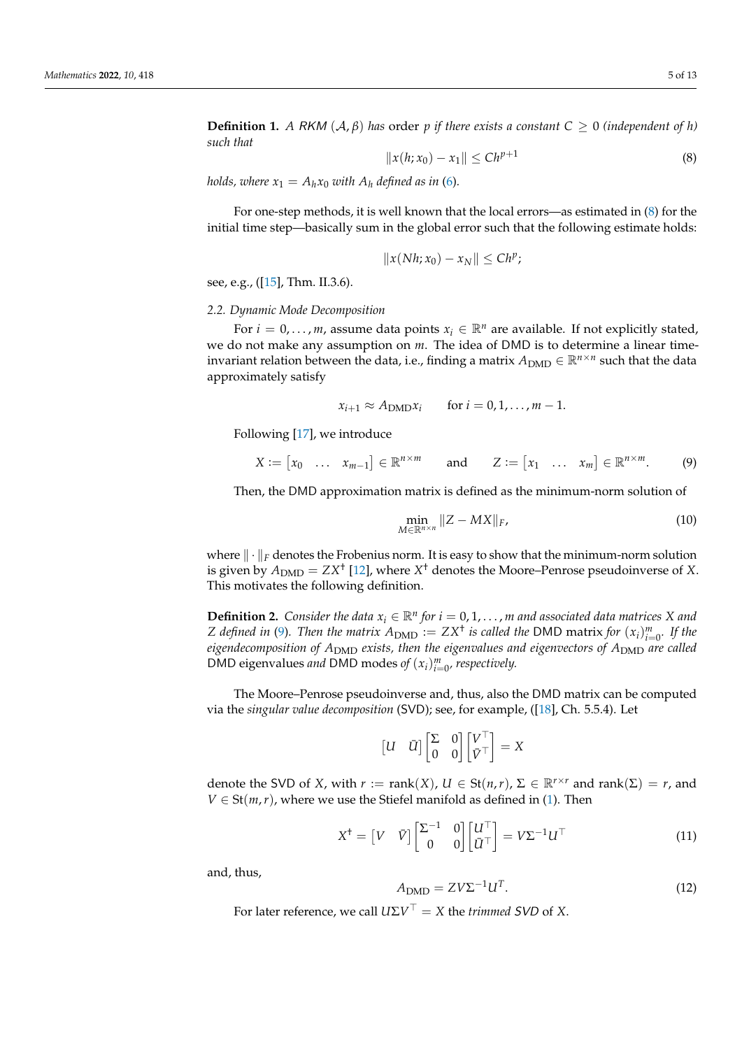**Definition 1.** *A RKM $(\mathcal{A}, \beta)$ has* order $p$ *if there exists a constant $C \geq 0$ (independent of $h$) such that*

$$\|x(h; x_0) - x_1\| \leq Ch^{p+1} \tag{8}$$

*holds, where $x_1 = A_h x_0$ with $A_h$ defined as in (6).*

For one-step methods, it is well known that the local errors—as estimated in (8) for the initial time step—basically sum in the global error such that the following estimate holds:

$$\|x(Nh; x_0) - x_N\| \leq Ch^p;$$

see, e.g., ([15], Thm. II.3.6).

### 2.2. Dynamic Mode Decomposition

For $i = 0, \ldots, m$, assume data points $x_i \in \mathbb{R}^n$ are available. If not explicitly stated, we do not make any assumption on $m$. The idea of DMD is to determine a linear time-invariant relation between the data, i.e., finding a matrix $A_{\mathrm{DMD}} \in \mathbb{R}^{n \times n}$ such that the data approximately satisfy

$$x_{i+1} \approx A_{\mathrm{DMD}} x_i \qquad \text{for } i = 0, 1, \ldots, m-1.$$

Following [17], we introduce

$$X := \begin{bmatrix} x_0 & \ldots & x_{m-1} \end{bmatrix} \in \mathbb{R}^{n \times m} \qquad \text{and} \qquad Z := \begin{bmatrix} x_1 & \ldots & x_m \end{bmatrix} \in \mathbb{R}^{n \times m}. \tag{9}$$

Then, the DMD approximation matrix is defined as the minimum-norm solution of

$$\min_{M \in \mathbb{R}^{n \times n}} \|Z - MX\|_F, \tag{10}$$

where $\|\cdot\|_F$ denotes the Frobenius norm. It is easy to show that the minimum-norm solution is given by $A_{\mathrm{DMD}} = ZX^\dagger$ [12], where $X^\dagger$ denotes the Moore–Penrose pseudoinverse of $X$. This motivates the following definition.

**Definition 2.** *Consider the data $x_i \in \mathbb{R}^n$ for $i = 0, 1, \ldots, m$ and associated data matrices $X$ and $Z$ defined in (9). Then the matrix $A_{\mathrm{DMD}} := ZX^\dagger$ is called the* DMD matrix *for $(x_i)_{i=0}^m$. If the eigendecomposition of $A_{\mathrm{DMD}}$ exists, then the eigenvalues and eigenvectors of $A_{\mathrm{DMD}}$ are called* DMD eigenvalues *and* DMD modes *of $(x_i)_{i=0}^m$, respectively.*

The Moore–Penrose pseudoinverse and, thus, also the DMD matrix can be computed via the *singular value decomposition* (SVD); see, for example, ([18], Ch. 5.5.4). Let

$$\begin{bmatrix} U & \tilde{U} \end{bmatrix} \begin{bmatrix} \Sigma & 0 \\ 0 & 0 \end{bmatrix} \begin{bmatrix} V^\top \\ \tilde{V}^\top \end{bmatrix} = X$$

denote the SVD of $X$, with $r := \mathrm{rank}(X)$, $U \in \mathrm{St}(n, r)$, $\Sigma \in \mathbb{R}^{r \times r}$ and $\mathrm{rank}(\Sigma) = r$, and $V \in \mathrm{St}(m, r)$, where we use the Stiefel manifold as defined in (1). Then

$$X^\dagger = \begin{bmatrix} V & \tilde{V} \end{bmatrix} \begin{bmatrix} \Sigma^{-1} & 0 \\ 0 & 0 \end{bmatrix} \begin{bmatrix} U^\top \\ \tilde{U}^\top \end{bmatrix} = V\Sigma^{-1}U^\top \tag{11}$$

and, thus,

$$A_{\mathrm{DMD}} = ZV\Sigma^{-1}U^T. \tag{12}$$

For later reference, we call $U\Sigma V^\top = X$ the *trimmed SVD* of $X$.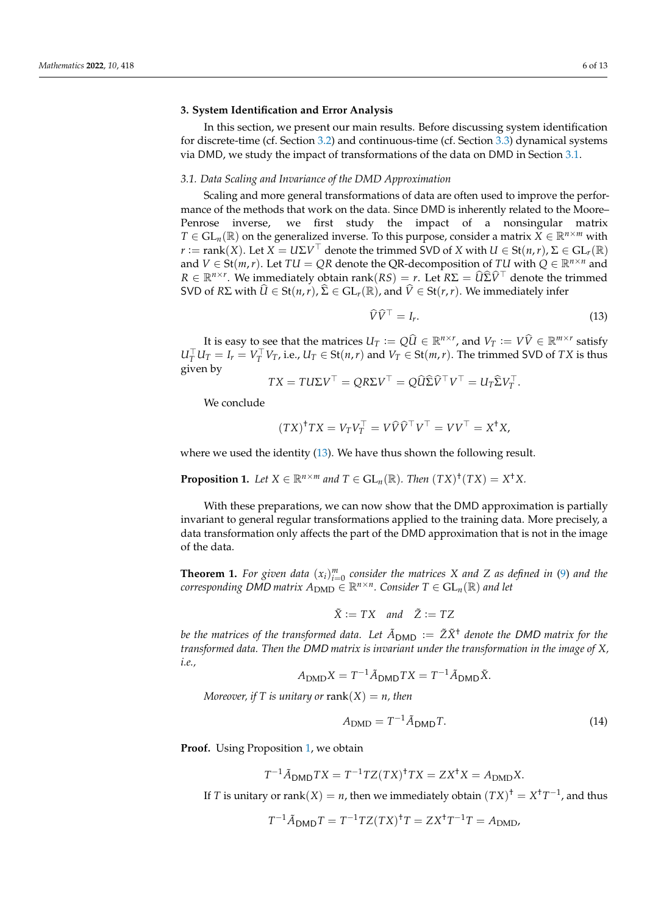## 3. System Identification and Error Analysis

In this section, we present our main results. Before discussing system identification for discrete-time (cf. Section 3.2) and continuous-time (cf. Section 3.3) dynamical systems via DMD, we study the impact of transformations of the data on DMD in Section 3.1.

### 3.1. Data Scaling and Invariance of the DMD Approximation

Scaling and more general transformations of data are often used to improve the performance of the methods that work on the data. Since DMD is inherently related to the Moore–Penrose inverse, we first study the impact of a nonsingular matrix $T \in \mathrm{GL}_n(\mathbb{R})$ on the generalized inverse. To this purpose, consider a matrix $X \in \mathbb{R}^{n\times m}$ with $r := \mathrm{rank}(X)$. Let $X = U\Sigma V^\top$ denote the trimmed SVD of $X$ with $U \in \mathrm{St}(n,r)$, $\Sigma \in \mathrm{GL}_r(\mathbb{R})$ and $V \in \mathrm{St}(m,r)$. Let $TU = QR$ denote the QR-decomposition of $TU$ with $Q \in \mathbb{R}^{n\times n}$ and $R \in \mathbb{R}^{n\times r}$. We immediately obtain $\mathrm{rank}(RS) = r$. Let $R\Sigma = \widehat{U}\widehat{\Sigma}\widehat{V}^\top$ denote the trimmed SVD of $R\Sigma$ with $\widehat{U} \in \mathrm{St}(n,r)$, $\widehat{\Sigma} \in \mathrm{GL}_r(\mathbb{R})$, and $\widehat{V} \in \mathrm{St}(r,r)$. We immediately infer

$$\widehat{V}\widehat{V}^\top = I_r. \tag{13}$$

It is easy to see that the matrices $U_T := Q\widehat{U} \in \mathbb{R}^{n\times r}$, and $V_T := V\widehat{V} \in \mathbb{R}^{m\times r}$ satisfy $U_T^\top U_T = I_r = V_T^\top V_T$, i.e., $U_T \in \mathrm{St}(n,r)$ and $V_T \in \mathrm{St}(m,r)$. The trimmed SVD of $TX$ is thus given by

$$TX = TU\Sigma V^\top = QR\Sigma V^\top = Q\widehat{U}\widehat{\Sigma}\widehat{V}^\top V^\top = U_T\widehat{\Sigma}V_T^\top.$$

We conclude

$$(TX)^\dagger TX = V_T V_T^\top = V\widehat{V}\widehat{V}^\top V^\top = VV^\top = X^\dagger X,$$

where we used the identity (13). We have thus shown the following result.

**Proposition 1.** *Let $X \in \mathbb{R}^{n\times m}$ and $T \in \mathrm{GL}_n(\mathbb{R})$. Then $(TX)^\dagger(TX) = X^\dagger X$.*

With these preparations, we can now show that the DMD approximation is partially invariant to general regular transformations applied to the training data. More precisely, a data transformation only affects the part of the DMD approximation that is not in the image of the data.

**Theorem 1.** *For given data $(x_i)_{i=0}^m$ consider the matrices $X$ and $Z$ as defined in (9) and the corresponding DMD matrix $A_{\mathrm{DMD}} \in \mathbb{R}^{n\times n}$. Consider $T \in \mathrm{GL}_n(\mathbb{R})$ and let*

$$\tilde{X} := TX \quad \text{and} \quad \tilde{Z} := TZ$$

*be the matrices of the transformed data. Let $\tilde{A}_{\mathrm{DMD}} := \tilde{Z}\tilde{X}^\dagger$ denote the DMD matrix for the transformed data. Then the DMD matrix is invariant under the transformation in the image of $X$, i.e.,*

$$A_{\mathrm{DMD}}X = T^{-1}\tilde{A}_{\mathrm{DMD}}TX = T^{-1}\tilde{A}_{\mathrm{DMD}}\tilde{X}.$$

*Moreover, if $T$ is unitary or $\mathrm{rank}(X) = n$, then*

$$A_{\mathrm{DMD}} = T^{-1}\tilde{A}_{\mathrm{DMD}}T. \tag{14}$$

**Proof.** Using Proposition 1, we obtain

$$T^{-1}\tilde{A}_{\mathrm{DMD}}TX = T^{-1}TZ(TX)^\dagger TX = ZX^\dagger X = A_{\mathrm{DMD}}X.$$

If $T$ is unitary or $\mathrm{rank}(X) = n$, then we immediately obtain $(TX)^\dagger = X^\dagger T^{-1}$, and thus

$$T^{-1}\tilde{A}_{\mathrm{DMD}}T = T^{-1}TZ(TX)^\dagger T = ZX^\dagger T^{-1}T = A_{\mathrm{DMD}},$$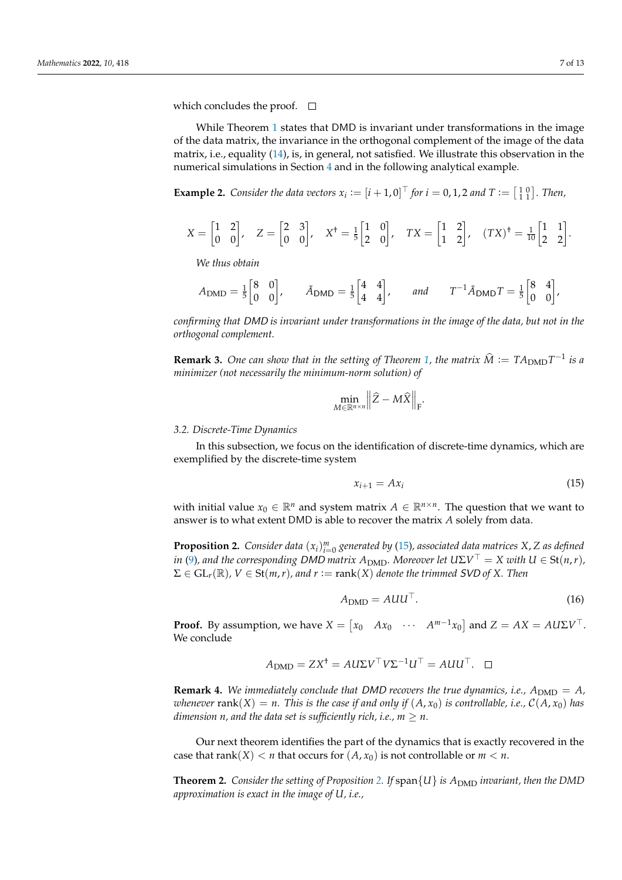which concludes the proof. $\square$

While Theorem 1 states that DMD is invariant under transformations in the image of the data matrix, the invariance in the orthogonal complement of the image of the data matrix, i.e., equality (14), is, in general, not satisfied. We illustrate this observation in the numerical simulations in Section 4 and in the following analytical example.

**Example 2.** *Consider the data vectors $x_i := [i+1, 0]^\top$ for $i = 0, 1, 2$ and $T := \left[\begin{smallmatrix} 1 & 0 \\ 1 & 1 \end{smallmatrix}\right]$. Then,*

$$X = \begin{bmatrix} 1 & 2 \\ 0 & 0 \end{bmatrix}, \quad Z = \begin{bmatrix} 2 & 3 \\ 0 & 0 \end{bmatrix}, \quad X^\dagger = \tfrac{1}{5}\begin{bmatrix} 1 & 0 \\ 2 & 0 \end{bmatrix}, \quad TX = \begin{bmatrix} 1 & 2 \\ 1 & 2 \end{bmatrix}, \quad (TX)^\dagger = \tfrac{1}{10}\begin{bmatrix} 1 & 1 \\ 2 & 2 \end{bmatrix}.$$

*We thus obtain*

$$A_{\mathrm{DMD}} = \tfrac{1}{5}\begin{bmatrix} 8 & 0 \\ 0 & 0 \end{bmatrix}, \qquad \tilde{A}_{\mathrm{DMD}} = \tfrac{1}{5}\begin{bmatrix} 4 & 4 \\ 4 & 4 \end{bmatrix}, \qquad \text{and} \qquad T^{-1}\tilde{A}_{\mathrm{DMD}}T = \tfrac{1}{5}\begin{bmatrix} 8 & 4 \\ 0 & 0 \end{bmatrix},$$

*confirming that DMD is invariant under transformations in the image of the data, but not in the orthogonal complement.*

**Remark 3.** *One can show that in the setting of Theorem 1, the matrix $\widehat{M} := TA_{\mathrm{DMD}}T^{-1}$ is a minimizer (not necessarily the minimum-norm solution) of*

$$\min_{M \in \mathbb{R}^{n \times n}} \left\| \widehat{Z} - M\widehat{X} \right\|_{\mathrm{F}}.$$

### 3.2. Discrete-Time Dynamics

In this subsection, we focus on the identification of discrete-time dynamics, which are exemplified by the discrete-time system

$$x_{i+1} = Ax_i \tag{15}$$

with initial value $x_0 \in \mathbb{R}^n$ and system matrix $A \in \mathbb{R}^{n \times n}$. The question that we want to answer is to what extent DMD is able to recover the matrix $A$ solely from data.

**Proposition 2.** *Consider data $(x_i)_{i=0}^m$ generated by (15), associated data matrices $X, Z$ as defined in (9), and the corresponding DMD matrix $A_{\mathrm{DMD}}$. Moreover let $U\Sigma V^\top = X$ with $U \in \mathrm{St}(n,r)$, $\Sigma \in \mathrm{GL}_r(\mathbb{R})$, $V \in \mathrm{St}(m,r)$, and $r := \mathrm{rank}(X)$ denote the trimmed SVD of $X$. Then*

$$A_{\mathrm{DMD}} = AUU^\top. \tag{16}$$

**Proof.** By assumption, we have $X = \begin{bmatrix} x_0 & Ax_0 & \cdots & A^{m-1}x_0 \end{bmatrix}$ and $Z = AX = AU\Sigma V^\top$. We conclude

$$A_{\mathrm{DMD}} = ZX^\dagger = AU\Sigma V^\top V \Sigma^{-1} U^\top = AUU^\top. \quad \square$$

**Remark 4.** *We immediately conclude that DMD recovers the true dynamics, i.e., $A_{\mathrm{DMD}} = A$, whenever $\mathrm{rank}(X) = n$. This is the case if and only if $(A, x_0)$ is controllable, i.e., $\mathcal{C}(A, x_0)$ has dimension $n$, and the data set is sufficiently rich, i.e., $m \geq n$.*

Our next theorem identifies the part of the dynamics that is exactly recovered in the case that $\mathrm{rank}(X) < n$ that occurs for $(A, x_0)$ is not controllable or $m < n$.

**Theorem 2.** *Consider the setting of Proposition 2. If $\mathrm{span}\{U\}$ is $A_{\mathrm{DMD}}$ invariant, then the DMD approximation is exact in the image of $U$, i.e.,*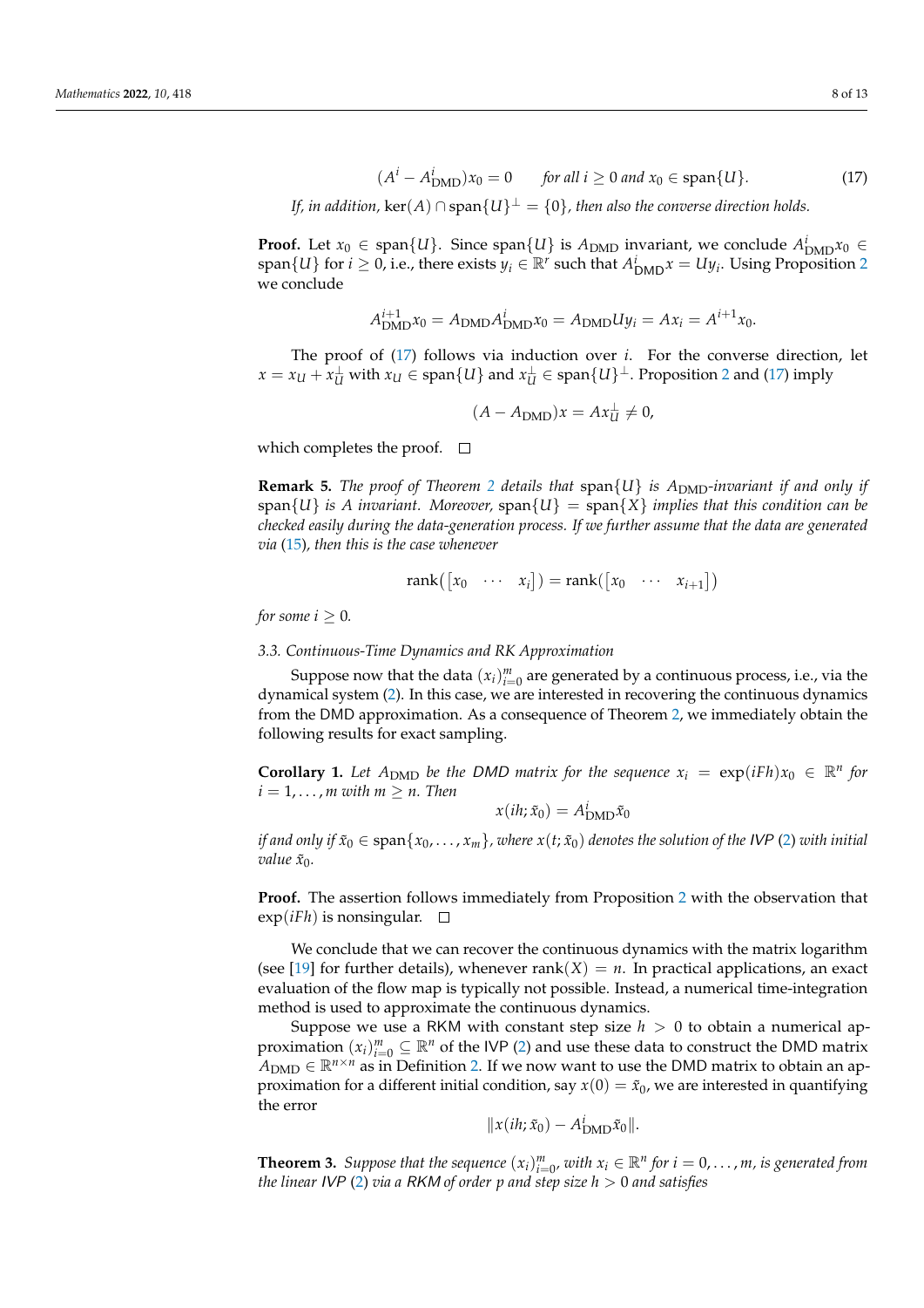$$(A^i - A^i_{\mathrm{DMD}})x_0 = 0 \qquad \text{for all } i \geq 0 \text{ and } x_0 \in \operatorname{span}\{U\}. \tag{17}$$

*If, in addition,* $\ker(A) \cap \operatorname{span}\{U\}^\perp = \{0\}$*, then also the converse direction holds.*

**Proof.** Let $x_0 \in \operatorname{span}\{U\}$. Since $\operatorname{span}\{U\}$ is $A_{\mathrm{DMD}}$ invariant, we conclude $A^i_{\mathrm{DMD}}x_0 \in \operatorname{span}\{U\}$ for $i \geq 0$, i.e., there exists $y_i \in \mathbb{R}^r$ such that $A^i_{\mathrm{DMD}}x = Uy_i$. Using Proposition 2 we conclude

$$A^{i+1}_{\mathrm{DMD}}x_0 = A_{\mathrm{DMD}}A^i_{\mathrm{DMD}}x_0 = A_{\mathrm{DMD}}Uy_i = Ax_i = A^{i+1}x_0.$$

The proof of (17) follows via induction over $i$. For the converse direction, let $x = x_U + x_U^\perp$ with $x_U \in \operatorname{span}\{U\}$ and $x_U^\perp \in \operatorname{span}\{U\}^\perp$. Proposition 2 and (17) imply

$$(A - A_{\mathrm{DMD}})x = Ax_U^\perp \neq 0,$$

which completes the proof. □

**Remark 5.** *The proof of Theorem 2 details that* $\operatorname{span}\{U\}$ *is* $A_{\mathrm{DMD}}$*-invariant if and only if* $\operatorname{span}\{U\}$ *is A invariant. Moreover,* $\operatorname{span}\{U\} = \operatorname{span}\{X\}$ *implies that this condition can be checked easily during the data-generation process. If we further assume that the data are generated via (15), then this is the case whenever*

$$\operatorname{rank}(\begin{bmatrix} x_0 & \cdots & x_i \end{bmatrix}) = \operatorname{rank}(\begin{bmatrix} x_0 & \cdots & x_{i+1} \end{bmatrix})$$

*for some* $i \geq 0$*.*

### 3.3. Continuous-Time Dynamics and RK Approximation

Suppose now that the data $(x_i)_{i=0}^m$ are generated by a continuous process, i.e., via the dynamical system (2). In this case, we are interested in recovering the continuous dynamics from the DMD approximation. As a consequence of Theorem 2, we immediately obtain the following results for exact sampling.

**Corollary 1.** *Let* $A_{\mathrm{DMD}}$ *be the DMD matrix for the sequence* $x_i = \exp(iFh)x_0 \in \mathbb{R}^n$ *for* $i = 1, \dots, m$ *with* $m \geq n$*. Then*

$$x(ih; \tilde{x}_0) = A^i_{\mathrm{DMD}}\tilde{x}_0$$

*if and only if* $\tilde{x}_0 \in \operatorname{span}\{x_0, \dots, x_m\}$*, where* $x(t; \tilde{x}_0)$ *denotes the solution of the IVP (2) with initial value* $\tilde{x}_0$*.*

**Proof.** The assertion follows immediately from Proposition 2 with the observation that $\exp(iFh)$ is nonsingular. □

We conclude that we can recover the continuous dynamics with the matrix logarithm (see [19] for further details), whenever $\operatorname{rank}(X) = n$. In practical applications, an exact evaluation of the flow map is typically not possible. Instead, a numerical time-integration method is used to approximate the continuous dynamics.

Suppose we use a RKM with constant step size $h > 0$ to obtain a numerical approximation $(x_i)_{i=0}^m \subseteq \mathbb{R}^n$ of the IVP (2) and use these data to construct the DMD matrix $A_{\mathrm{DMD}} \in \mathbb{R}^{n \times n}$ as in Definition 2. If we now want to use the DMD matrix to obtain an approximation for a different initial condition, say $x(0) = \tilde{x}_0$, we are interested in quantifying the error

$$\|x(ih; \tilde{x}_0) - A^i_{\mathrm{DMD}}\tilde{x}_0\|.$$

**Theorem 3.** *Suppose that the sequence* $(x_i)_{i=0}^m$*, with* $x_i \in \mathbb{R}^n$ *for* $i = 0, \dots, m$*, is generated from the linear IVP (2) via a RKM of order p and step size* $h > 0$ *and satisfies*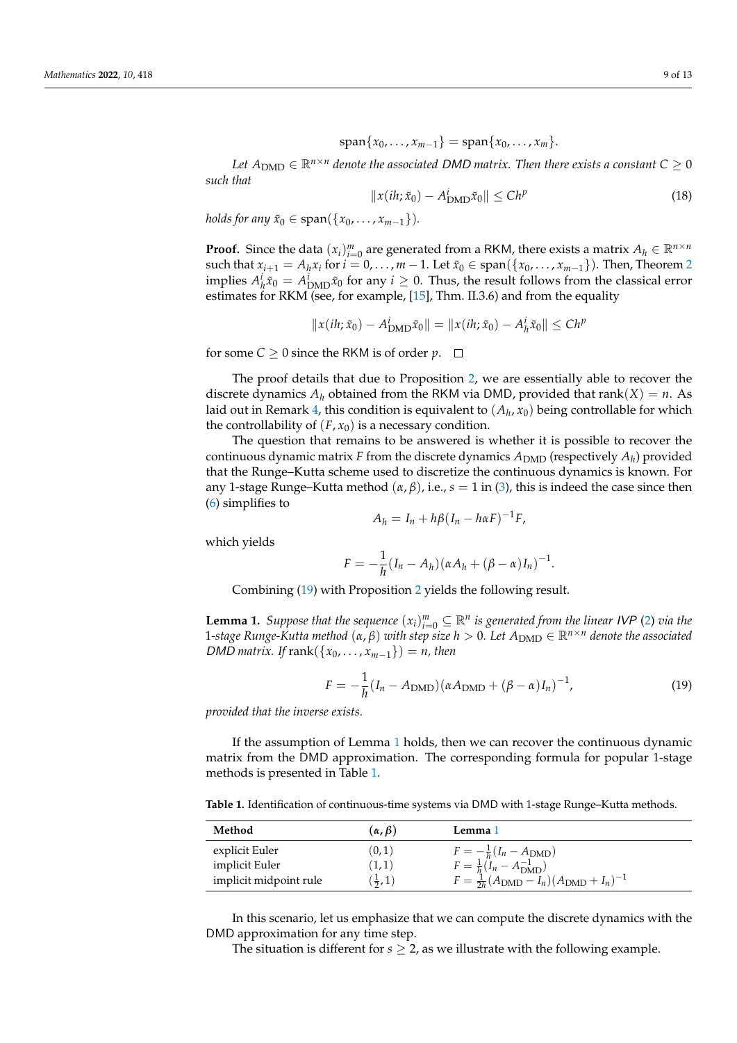$$\operatorname{span}\{x_0, \ldots, x_{m-1}\} = \operatorname{span}\{x_0, \ldots, x_m\}.$$

*Let $A_{\mathrm{DMD}} \in \mathbb{R}^{n\times n}$ denote the associated DMD matrix. Then there exists a constant $C \geq 0$ such that*

$$\|x(ih; \tilde{x}_0) - A^i_{\mathrm{DMD}}\tilde{x}_0\| \leq Ch^p \tag{18}$$

*holds for any $\tilde{x}_0 \in \operatorname{span}(\{x_0, \ldots, x_{m-1}\})$.*

**Proof.** Since the data $(x_i)_{i=0}^m$ are generated from a RKM, there exists a matrix $A_h \in \mathbb{R}^{n\times n}$ such that $x_{i+1} = A_h x_i$ for $i = 0, \ldots, m-1$. Let $\tilde{x}_0 \in \operatorname{span}(\{x_0, \ldots, x_{m-1}\})$. Then, Theorem 2 implies $A_h^i \tilde{x}_0 = A^i_{\mathrm{DMD}}\tilde{x}_0$ for any $i \geq 0$. Thus, the result follows from the classical error estimates for RKM (see, for example, [15], Thm. II.3.6) and from the equality

$$\|x(ih; \tilde{x}_0) - A^i_{\mathrm{DMD}}\tilde{x}_0\| = \|x(ih; \tilde{x}_0) - A^i_h\tilde{x}_0\| \leq Ch^p$$

for some $C \geq 0$ since the RKM is of order $p$. □

The proof details that due to Proposition 2, we are essentially able to recover the discrete dynamics $A_h$ obtained from the RKM via DMD, provided that $\operatorname{rank}(X) = n$. As laid out in Remark 4, this condition is equivalent to $(A_h, x_0)$ being controllable for which the controllability of $(F, x_0)$ is a necessary condition.

The question that remains to be answered is whether it is possible to recover the continuous dynamic matrix $F$ from the discrete dynamics $A_{\mathrm{DMD}}$ (respectively $A_h$) provided that the Runge–Kutta scheme used to discretize the continuous dynamics is known. For any 1-stage Runge–Kutta method $(\alpha, \beta)$, i.e., $s = 1$ in (3), this is indeed the case since then (6) simplifies to

$$A_h = I_n + h\beta(I_n - h\alpha F)^{-1}F,$$

which yields

$$F = -\frac{1}{h}(I_n - A_h)(\alpha A_h + (\beta - \alpha)I_n)^{-1}.$$

Combining (19) with Proposition 2 yields the following result.

**Lemma 1.** *Suppose that the sequence $(x_i)_{i=0}^m \subseteq \mathbb{R}^n$ is generated from the linear IVP (2) via the 1-stage Runge-Kutta method $(\alpha, \beta)$ with step size $h > 0$. Let $A_{\mathrm{DMD}} \in \mathbb{R}^{n\times n}$ denote the associated DMD matrix. If $\operatorname{rank}(\{x_0, \ldots, x_{m-1}\}) = n$, then*

$$F = -\frac{1}{h}(I_n - A_{\mathrm{DMD}})(\alpha A_{\mathrm{DMD}} + (\beta - \alpha)I_n)^{-1}, \tag{19}$$

*provided that the inverse exists.*

If the assumption of Lemma 1 holds, then we can recover the continuous dynamic matrix from the DMD approximation. The corresponding formula for popular 1-stage methods is presented in Table 1.

**Table 1.** Identification of continuous-time systems via DMD with 1-stage Runge–Kutta methods.

| Method | $(\alpha, \beta)$ | Lemma 1 |
|---|---|---|
| explicit Euler | $(0, 1)$ | $F = -\frac{1}{h}(I_n - A_{\mathrm{DMD}})$ |
| implicit Euler | $(1, 1)$ | $F = \frac{1}{h}(I_n - A^{-1}_{\mathrm{DMD}})$ |
| implicit midpoint rule | $(\frac{1}{2}, 1)$ | $F = \frac{1}{2h}(A_{\mathrm{DMD}} - I_n)(A_{\mathrm{DMD}} + I_n)^{-1}$ |

In this scenario, let us emphasize that we can compute the discrete dynamics with the DMD approximation for any time step.

The situation is different for $s \geq 2$, as we illustrate with the following example.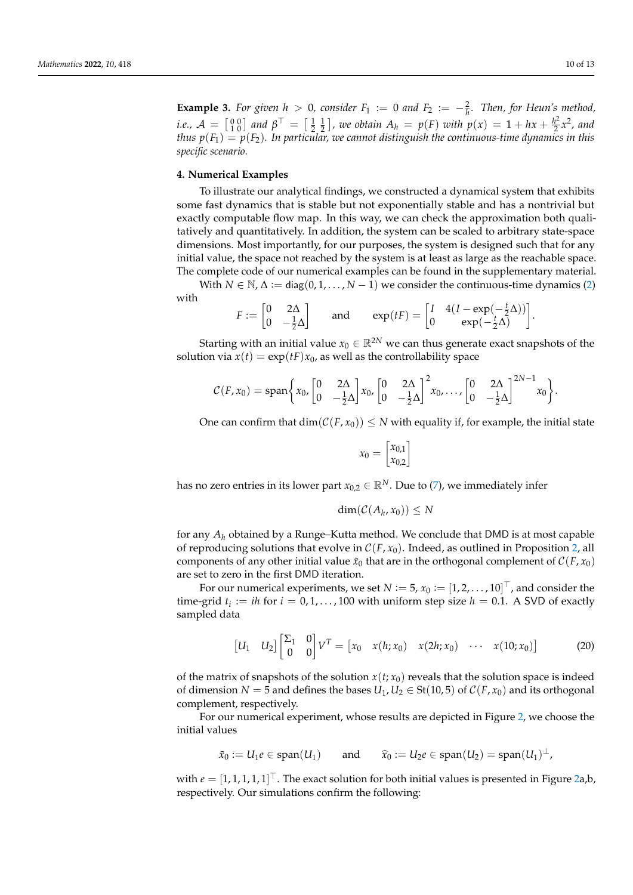**Example 3.** *For given $h > 0$, consider $F_1 := 0$ and $F_2 := -\frac{2}{h}$. Then, for Heun's method, i.e., $\mathcal{A} = \left[\begin{smallmatrix} 0 & 0 \\ 1 & 0 \end{smallmatrix}\right]$ and $\beta^\top = \left[\begin{smallmatrix} \frac{1}{2} & \frac{1}{2} \end{smallmatrix}\right]$, we obtain $A_h = p(F)$ with $p(x) = 1 + hx + \frac{h^2}{2}x^2$, and thus $p(F_1) = p(F_2)$. In particular, we cannot distinguish the continuous-time dynamics in this specific scenario.*

## 4. Numerical Examples

To illustrate our analytical findings, we constructed a dynamical system that exhibits some fast dynamics that is stable but not exponentially stable and has a nontrivial but exactly computable flow map. In this way, we can check the approximation both qualitatively and quantitatively. In addition, the system can be scaled to arbitrary state-space dimensions. Most importantly, for our purposes, the system is designed such that for any initial value, the space not reached by the system is at least as large as the reachable space. The complete code of our numerical examples can be found in the supplementary material.

With $N \in \mathbb{N}$, $\Delta := \mathsf{diag}(0, 1, \ldots, N-1)$ we consider the continuous-time dynamics (2) with

$$F := \begin{bmatrix} 0 & 2\Delta \\ 0 & -\frac{1}{2}\Delta \end{bmatrix} \qquad \text{and} \qquad \exp(tF) = \begin{bmatrix} I & 4(I - \exp(-\frac{t}{2}\Delta)) \\ 0 & \exp(-\frac{t}{2}\Delta) \end{bmatrix}.$$

Starting with an initial value $x_0 \in \mathbb{R}^{2N}$ we can thus generate exact snapshots of the solution via $x(t) = \exp(tF)x_0$, as well as the controllability space

$$\mathcal{C}(F, x_0) = \operatorname{span}\left\{ x_0, \begin{bmatrix} 0 & 2\Delta \\ 0 & -\frac{1}{2}\Delta \end{bmatrix} x_0, \begin{bmatrix} 0 & 2\Delta \\ 0 & -\frac{1}{2}\Delta \end{bmatrix}^2 x_0, \ldots, \begin{bmatrix} 0 & 2\Delta \\ 0 & -\frac{1}{2}\Delta \end{bmatrix}^{2N-1} x_0 \right\}.$$

One can confirm that $\dim(\mathcal{C}(F, x_0)) \leq N$ with equality if, for example, the initial state

$$x_0 = \begin{bmatrix} x_{0,1} \\ x_{0,2} \end{bmatrix}$$

has no zero entries in its lower part $x_{0,2} \in \mathbb{R}^N$. Due to (7), we immediately infer

$$\dim(\mathcal{C}(A_h, x_0)) \leq N$$

for any $A_h$ obtained by a Runge–Kutta method. We conclude that DMD is at most capable of reproducing solutions that evolve in $\mathcal{C}(F, x_0)$. Indeed, as outlined in Proposition 2, all components of any other initial value $\tilde{x}_0$ that are in the orthogonal complement of $\mathcal{C}(F, x_0)$ are set to zero in the first DMD iteration.

For our numerical experiments, we set $N := 5$, $x_0 := [1, 2, \ldots, 10]^\top$, and consider the time-grid $t_i := ih$ for $i = 0, 1, \ldots, 100$ with uniform step size $h = 0.1$. A SVD of exactly sampled data

$$\begin{bmatrix} U_1 & U_2 \end{bmatrix} \begin{bmatrix} \Sigma_1 & 0 \\ 0 & 0 \end{bmatrix} V^T = \begin{bmatrix} x_0 & x(h; x_0) & x(2h; x_0) & \cdots & x(10; x_0) \end{bmatrix} \tag{20}$$

of the matrix of snapshots of the solution $x(t; x_0)$ reveals that the solution space is indeed of dimension $N = 5$ and defines the bases $U_1, U_2 \in \mathrm{St}(10, 5)$ of $\mathcal{C}(F, x_0)$ and its orthogonal complement, respectively.

For our numerical experiment, whose results are depicted in Figure 2, we choose the initial values

$$\tilde{x}_0 := U_1 e \in \operatorname{span}(U_1) \qquad \text{and} \qquad \hat{x}_0 := U_2 e \in \operatorname{span}(U_2) = \operatorname{span}(U_1)^\perp,$$

with $e = [1, 1, 1, 1, 1]^\top$. The exact solution for both initial values is presented in Figure 2a,b, respectively. Our simulations confirm the following: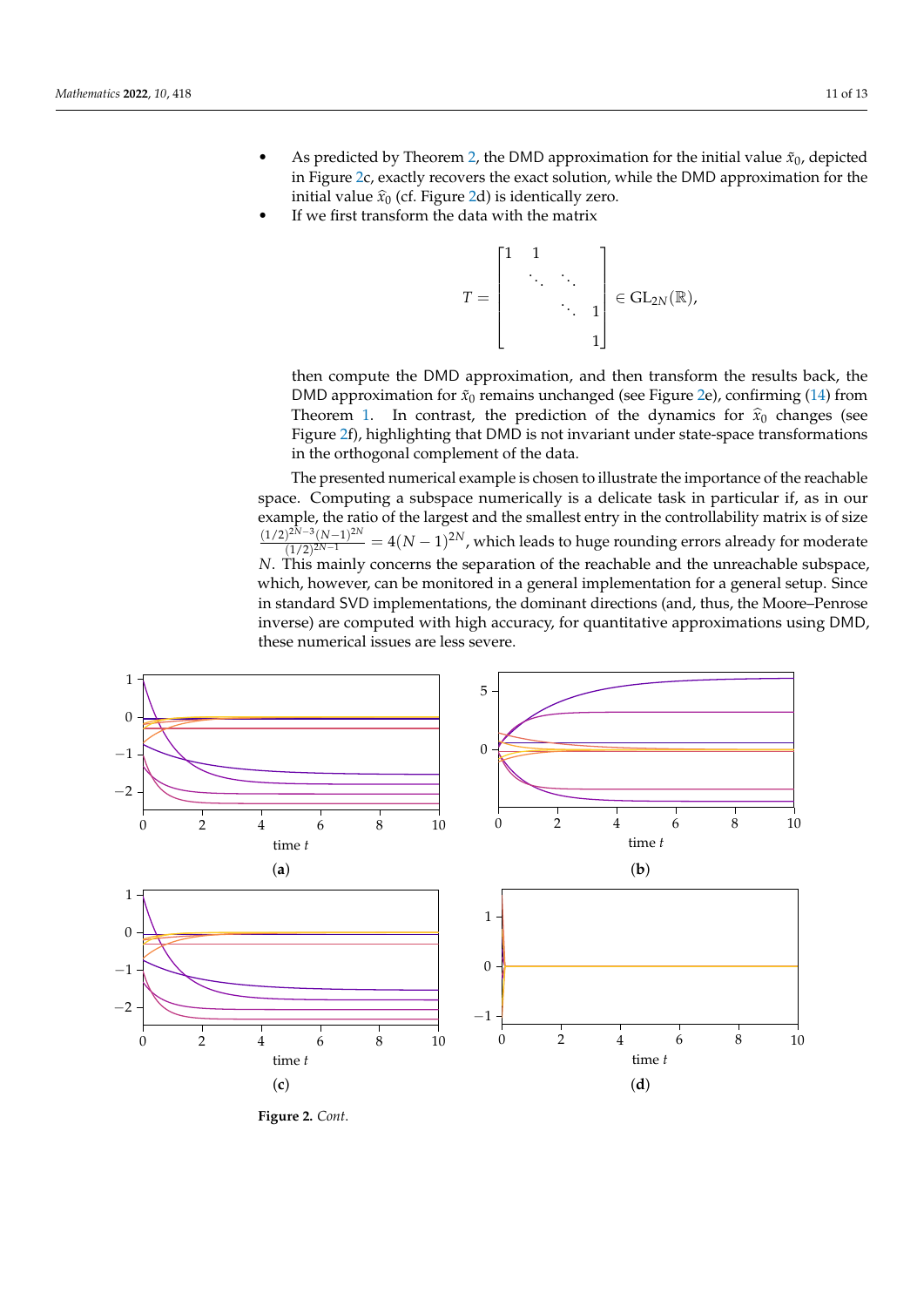- As predicted by Theorem 2, the DMD approximation for the initial value $\tilde{x}_0$, depicted in Figure 2c, exactly recovers the exact solution, while the DMD approximation for the initial value $\hat{x}_0$ (cf. Figure 2d) is identically zero.
- If we first transform the data with the matrix

$$T = \begin{bmatrix} 1 & 1 & & \\ & \ddots & \ddots & \\ & & \ddots & 1 \\ & & & 1 \end{bmatrix} \in \mathrm{GL}_{2N}(\mathbb{R}),$$

  then compute the DMD approximation, and then transform the results back, the DMD approximation for $\tilde{x}_0$ remains unchanged (see Figure 2e), confirming (14) from Theorem 1. In contrast, the prediction of the dynamics for $\hat{x}_0$ changes (see Figure 2f), highlighting that DMD is not invariant under state-space transformations in the orthogonal complement of the data.

The presented numerical example is chosen to illustrate the importance of the reachable space. Computing a subspace numerically is a delicate task in particular if, as in our example, the ratio of the largest and the smallest entry in the controllability matrix is of size $\frac{(1/2)^{2N-3}(N-1)^{2N}}{(1/2)^{2N-1}} = 4(N-1)^{2N}$, which leads to huge rounding errors already for moderate $N$. This mainly concerns the separation of the reachable and the unreachable subspace, which, however, can be monitored in a general implementation for a general setup. Since in standard SVD implementations, the dominant directions (and, thus, the Moore–Penrose inverse) are computed with high accuracy, for quantitative approximations using DMD, these numerical issues are less severe.

(**a**) (**b**) (**c**) (**d**)

**Figure 2.** *Cont.*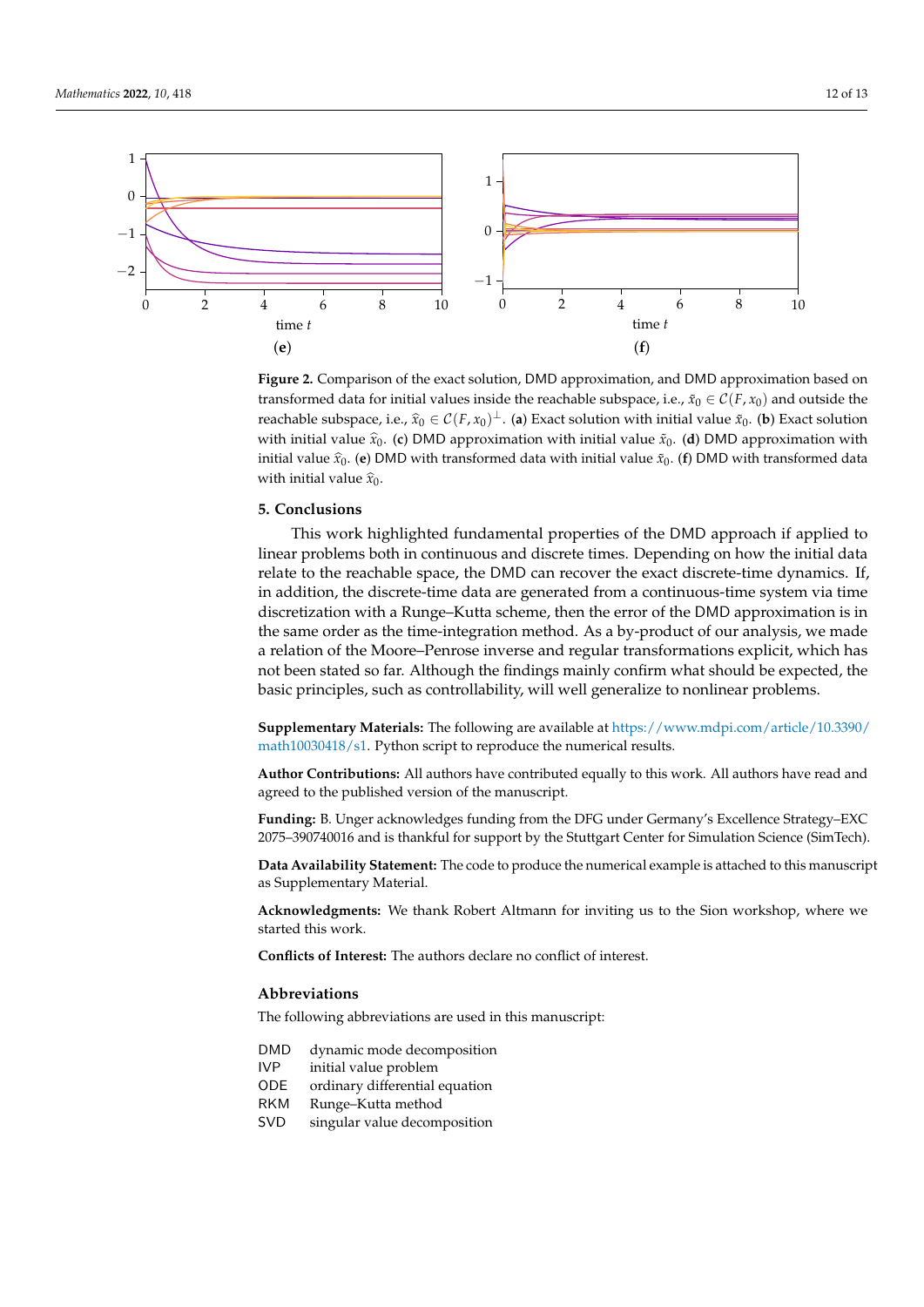**Figure 2.** Comparison of the exact solution, DMD approximation, and DMD approximation based on transformed data for initial values inside the reachable subspace, i.e., $\tilde{x}_0 \in \mathcal{C}(F, x_0)$ and outside the reachable subspace, i.e., $\hat{x}_0 \in \mathcal{C}(F, x_0)^{\perp}$. (**a**) Exact solution with initial value $\tilde{x}_0$. (**b**) Exact solution with initial value $\hat{x}_0$. (**c**) DMD approximation with initial value $\tilde{x}_0$. (**d**) DMD approximation with initial value $\hat{x}_0$. (**e**) DMD with transformed data with initial value $\tilde{x}_0$. (**f**) DMD with transformed data with initial value $\hat{x}_0$.

## 5. Conclusions

This work highlighted fundamental properties of the DMD approach if applied to linear problems both in continuous and discrete times. Depending on how the initial data relate to the reachable space, the DMD can recover the exact discrete-time dynamics. If, in addition, the discrete-time data are generated from a continuous-time system via time discretization with a Runge–Kutta scheme, then the error of the DMD approximation is in the same order as the time-integration method. As a by-product of our analysis, we made a relation of the Moore–Penrose inverse and regular transformations explicit, which has not been stated so far. Although the findings mainly confirm what should be expected, the basic principles, such as controllability, will well generalize to nonlinear problems.

**Supplementary Materials:** The following are available at https://www.mdpi.com/article/10.3390/math10030418/s1. Python script to reproduce the numerical results.

**Author Contributions:** All authors have contributed equally to this work. All authors have read and agreed to the published version of the manuscript.

**Funding:** B. Unger acknowledges funding from the DFG under Germany's Excellence Strategy–EXC 2075–390740016 and is thankful for support by the Stuttgart Center for Simulation Science (SimTech).

**Data Availability Statement:** The code to produce the numerical example is attached to this manuscript as Supplementary Material.

**Acknowledgments:** We thank Robert Altmann for inviting us to the Sion workshop, where we started this work.

**Conflicts of Interest:** The authors declare no conflict of interest.

## Abbreviations

The following abbreviations are used in this manuscript:

| | |
|---|---|
| DMD | dynamic mode decomposition |
| IVP | initial value problem |
| ODE | ordinary differential equation |
| RKM | Runge–Kutta method |
| SVD | singular value decomposition |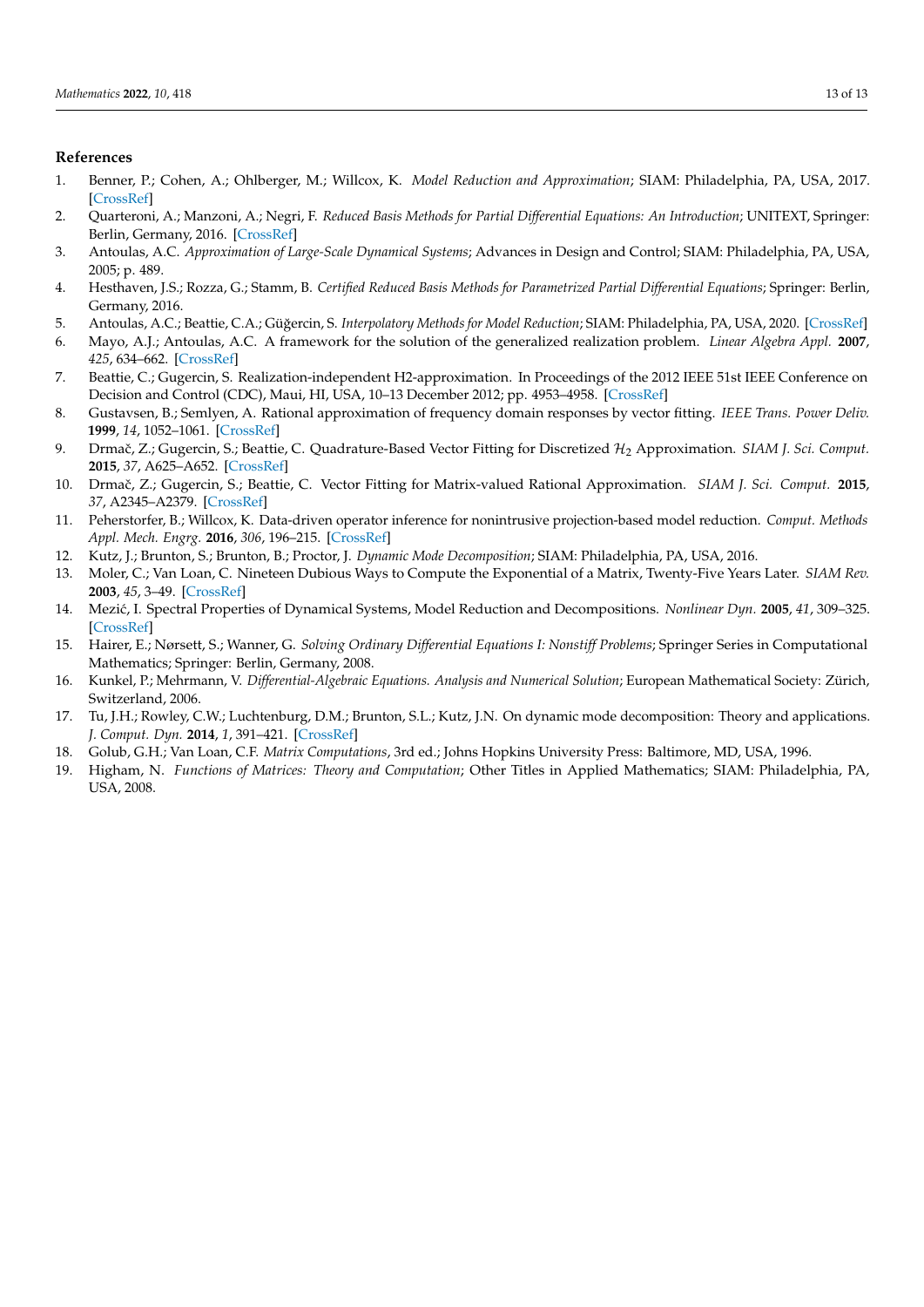## References

1. Benner, P.; Cohen, A.; Ohlberger, M.; Willcox, K. *Model Reduction and Approximation*; SIAM: Philadelphia, PA, USA, 2017. [CrossRef]
2. Quarteroni, A.; Manzoni, A.; Negri, F. *Reduced Basis Methods for Partial Differential Equations: An Introduction*; UNITEXT, Springer: Berlin, Germany, 2016. [CrossRef]
3. Antoulas, A.C. *Approximation of Large-Scale Dynamical Systems*; Advances in Design and Control; SIAM: Philadelphia, PA, USA, 2005; p. 489.
4. Hesthaven, J.S.; Rozza, G.; Stamm, B. *Certified Reduced Basis Methods for Parametrized Partial Differential Equations*; Springer: Berlin, Germany, 2016.
5. Antoulas, A.C.; Beattie, C.A.; Güğercin, S. *Interpolatory Methods for Model Reduction*; SIAM: Philadelphia, PA, USA, 2020. [CrossRef]
6. Mayo, A.J.; Antoulas, A.C. A framework for the solution of the generalized realization problem. *Linear Algebra Appl.* **2007**, *425*, 634–662. [CrossRef]
7. Beattie, C.; Gugercin, S. Realization-independent H2-approximation. In Proceedings of the 2012 IEEE 51st IEEE Conference on Decision and Control (CDC), Maui, HI, USA, 10–13 December 2012; pp. 4953–4958. [CrossRef]
8. Gustavsen, B.; Semlyen, A. Rational approximation of frequency domain responses by vector fitting. *IEEE Trans. Power Deliv.* **1999**, *14*, 1052–1061. [CrossRef]
9. Drmač, Z.; Gugercin, S.; Beattie, C. Quadrature-Based Vector Fitting for Discretized $\mathcal{H}_2$ Approximation. *SIAM J. Sci. Comput.* **2015**, *37*, A625–A652. [CrossRef]
10. Drmač, Z.; Gugercin, S.; Beattie, C. Vector Fitting for Matrix-valued Rational Approximation. *SIAM J. Sci. Comput.* **2015**, *37*, A2345–A2379. [CrossRef]
11. Peherstorfer, B.; Willcox, K. Data-driven operator inference for nonintrusive projection-based model reduction. *Comput. Methods Appl. Mech. Engrg.* **2016**, *306*, 196–215. [CrossRef]
12. Kutz, J.; Brunton, S.; Brunton, B.; Proctor, J. *Dynamic Mode Decomposition*; SIAM: Philadelphia, PA, USA, 2016.
13. Moler, C.; Van Loan, C. Nineteen Dubious Ways to Compute the Exponential of a Matrix, Twenty-Five Years Later. *SIAM Rev.* **2003**, *45*, 3–49. [CrossRef]
14. Mezić, I. Spectral Properties of Dynamical Systems, Model Reduction and Decompositions. *Nonlinear Dyn.* **2005**, *41*, 309–325. [CrossRef]
15. Hairer, E.; Nørsett, S.; Wanner, G. *Solving Ordinary Differential Equations I: Nonstiff Problems*; Springer Series in Computational Mathematics; Springer: Berlin, Germany, 2008.
16. Kunkel, P.; Mehrmann, V. *Differential-Algebraic Equations. Analysis and Numerical Solution*; European Mathematical Society: Zürich, Switzerland, 2006.
17. Tu, J.H.; Rowley, C.W.; Luchtenburg, D.M.; Brunton, S.L.; Kutz, J.N. On dynamic mode decomposition: Theory and applications. *J. Comput. Dyn.* **2014**, *1*, 391–421. [CrossRef]
18. Golub, G.H.; Van Loan, C.F. *Matrix Computations*, 3rd ed.; Johns Hopkins University Press: Baltimore, MD, USA, 1996.
19. Higham, N. *Functions of Matrices: Theory and Computation*; Other Titles in Applied Mathematics; SIAM: Philadelphia, PA, USA, 2008.